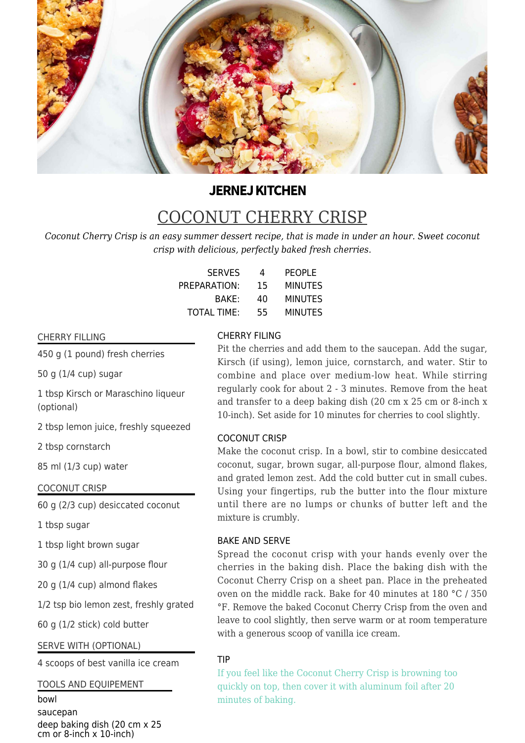**JERNEJ KITCHEN**

# COCONUT CHERRY CRISP

*Coconut Cherry Crisp is an easy summer dessert recipe, that is made in under an hour. Sweet coconut crisp with delicious, perfectly baked fresh cherries.*

| | | |
|---|---|---|
| SERVES | 4 | PEOPLE |
| PREPARATION: | 15 | MINUTES |
| BAKE: | 40 | MINUTES |
| TOTAL TIME: | 55 | MINUTES |

## CHERRY FILLING

450 g (1 pound) fresh cherries

50 g (1/4 cup) sugar

1 tbsp Kirsch or Maraschino liqueur (optional)

2 tbsp lemon juice, freshly squeezed

2 tbsp cornstarch

85 ml (1/3 cup) water

## COCONUT CRISP

60 g (2/3 cup) desiccated coconut

1 tbsp sugar

1 tbsp light brown sugar

30 g (1/4 cup) all-purpose flour

20 g (1/4 cup) almond flakes

1/2 tsp bio lemon zest, freshly grated

60 g (1/2 stick) cold butter

## SERVE WITH (OPTIONAL)

4 scoops of best vanilla ice cream

## TOOLS AND EQUIPEMENT

bowl

saucepan

deep baking dish (20 cm x 25 cm or 8-inch x 10-inch)

## CHERRY FILING

Pit the cherries and add them to the saucepan. Add the sugar, Kirsch (if using), lemon juice, cornstarch, and water. Stir to combine and place over medium-low heat. While stirring regularly cook for about 2 - 3 minutes. Remove from the heat and transfer to a deep baking dish (20 cm x 25 cm or 8-inch x 10-inch). Set aside for 10 minutes for cherries to cool slightly.

## COCONUT CRISP

Make the coconut crisp. In a bowl, stir to combine desiccated coconut, sugar, brown sugar, all-purpose flour, almond flakes, and grated lemon zest. Add the cold butter cut in small cubes. Using your fingertips, rub the butter into the flour mixture until there are no lumps or chunks of butter left and the mixture is crumbly.

## BAKE AND SERVE

Spread the coconut crisp with your hands evenly over the cherries in the baking dish. Place the baking dish with the Coconut Cherry Crisp on a sheet pan. Place in the preheated oven on the middle rack. Bake for 40 minutes at 180 °C / 350 °F. Remove the baked Coconut Cherry Crisp from the oven and leave to cool slightly, then serve warm or at room temperature with a generous scoop of vanilla ice cream.

## TIP

If you feel like the Coconut Cherry Crisp is browning too quickly on top, then cover it with aluminum foil after 20 minutes of baking.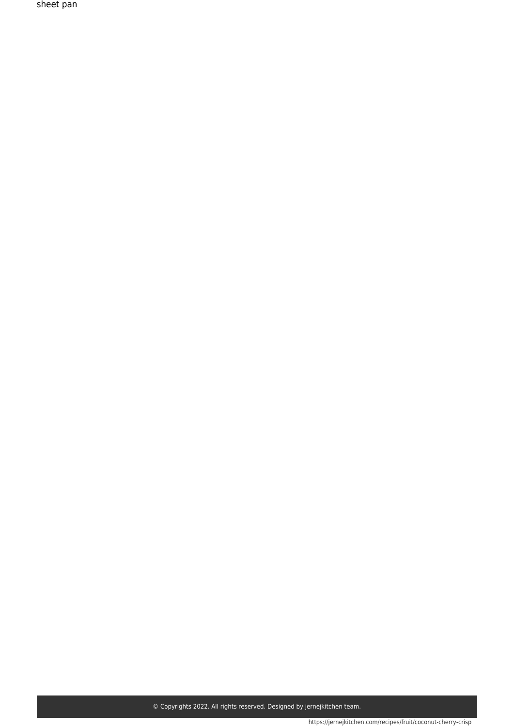sheet pan